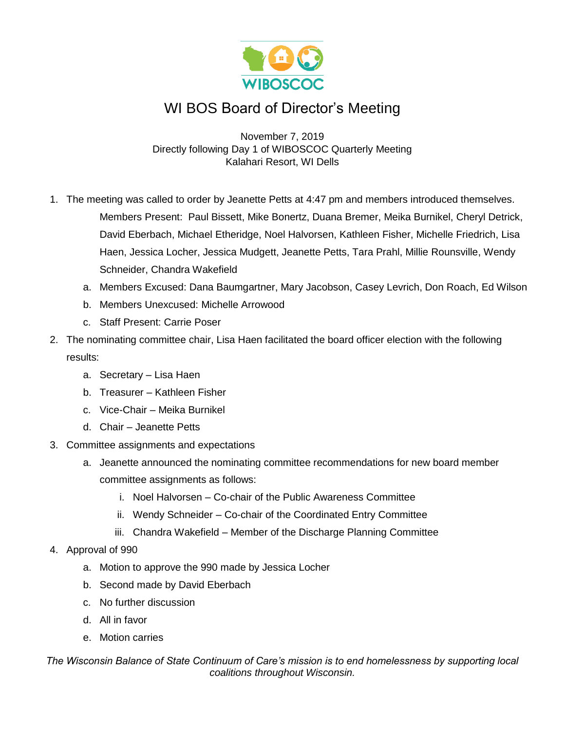# WI BOS Board of Director's Meeting

November 7, 2019
Directly following Day 1 of WIBOSCOC Quarterly Meeting
Kalahari Resort, WI Dells

1. The meeting was called to order by Jeanette Petts at 4:47 pm and members introduced themselves.

   Members Present: Paul Bissett, Mike Bonertz, Duana Bremer, Meika Burnikel, Cheryl Detrick, David Eberbach, Michael Etheridge, Noel Halvorsen, Kathleen Fisher, Michelle Friedrich, Lisa Haen, Jessica Locher, Jessica Mudgett, Jeanette Petts, Tara Prahl, Millie Rounsville, Wendy Schneider, Chandra Wakefield

   a. Members Excused: Dana Baumgartner, Mary Jacobson, Casey Levrich, Don Roach, Ed Wilson
   b. Members Unexcused: Michelle Arrowood
   c. Staff Present: Carrie Poser

2. The nominating committee chair, Lisa Haen facilitated the board officer election with the following results:
   a. Secretary – Lisa Haen
   b. Treasurer – Kathleen Fisher
   c. Vice-Chair – Meika Burnikel
   d. Chair – Jeanette Petts

3. Committee assignments and expectations
   a. Jeanette announced the nominating committee recommendations for new board member committee assignments as follows:
      i. Noel Halvorsen – Co-chair of the Public Awareness Committee
      ii. Wendy Schneider – Co-chair of the Coordinated Entry Committee
      iii. Chandra Wakefield – Member of the Discharge Planning Committee

4. Approval of 990
   a. Motion to approve the 990 made by Jessica Locher
   b. Second made by David Eberbach
   c. No further discussion
   d. All in favor
   e. Motion carries

*The Wisconsin Balance of State Continuum of Care's mission is to end homelessness by supporting local coalitions throughout Wisconsin.*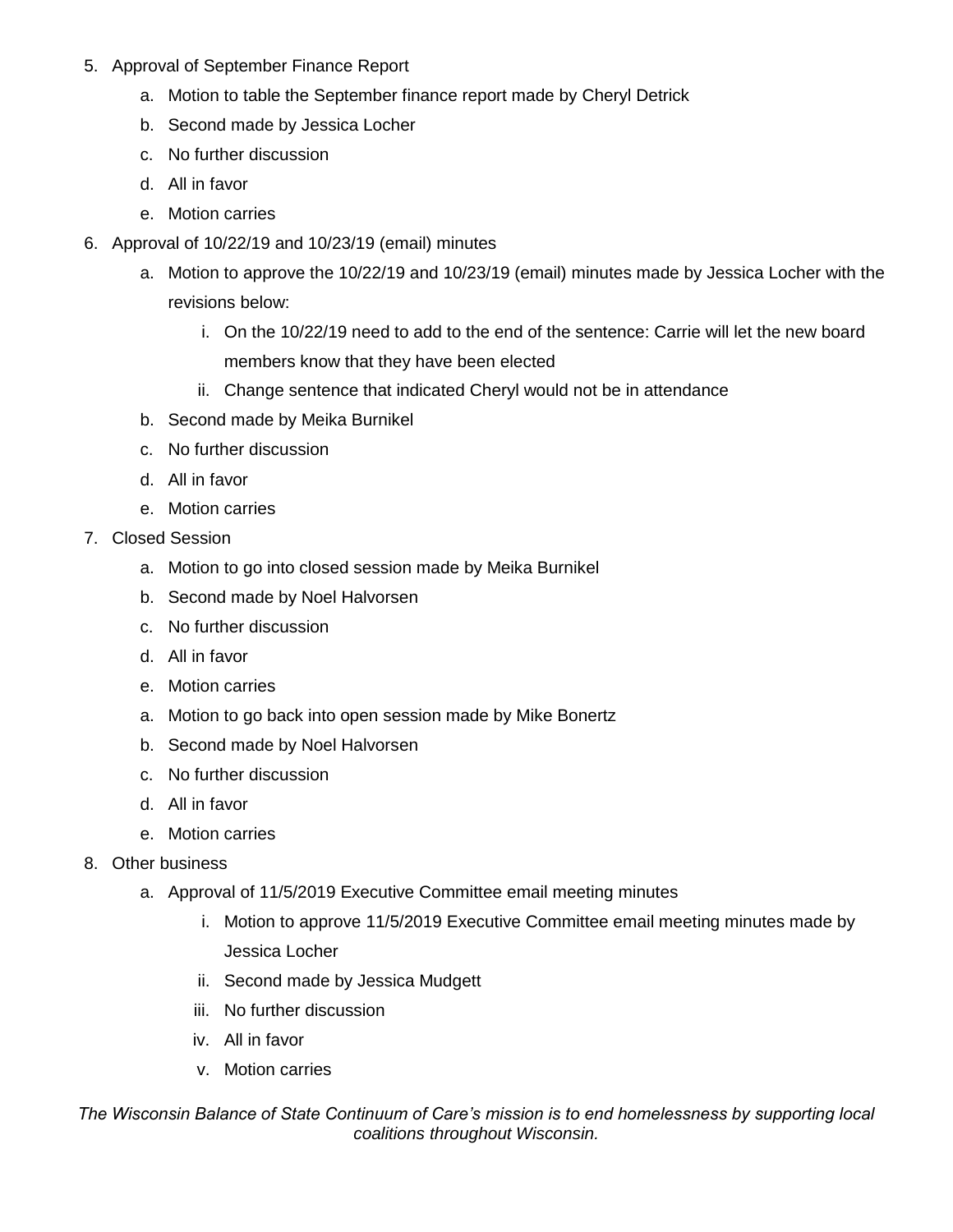5. Approval of September Finance Report
    a. Motion to table the September finance report made by Cheryl Detrick
    b. Second made by Jessica Locher
    c. No further discussion
    d. All in favor
    e. Motion carries
6. Approval of 10/22/19 and 10/23/19 (email) minutes
    a. Motion to approve the 10/22/19 and 10/23/19 (email) minutes made by Jessica Locher with the revisions below:
        i. On the 10/22/19 need to add to the end of the sentence: Carrie will let the new board members know that they have been elected
        ii. Change sentence that indicated Cheryl would not be in attendance
    b. Second made by Meika Burnikel
    c. No further discussion
    d. All in favor
    e. Motion carries
7. Closed Session
    a. Motion to go into closed session made by Meika Burnikel
    b. Second made by Noel Halvorsen
    c. No further discussion
    d. All in favor
    e. Motion carries
    a. Motion to go back into open session made by Mike Bonertz
    b. Second made by Noel Halvorsen
    c. No further discussion
    d. All in favor
    e. Motion carries
8. Other business
    a. Approval of 11/5/2019 Executive Committee email meeting minutes
        i. Motion to approve 11/5/2019 Executive Committee email meeting minutes made by Jessica Locher
        ii. Second made by Jessica Mudgett
        iii. No further discussion
        iv. All in favor
        v. Motion carries

*The Wisconsin Balance of State Continuum of Care's mission is to end homelessness by supporting local coalitions throughout Wisconsin.*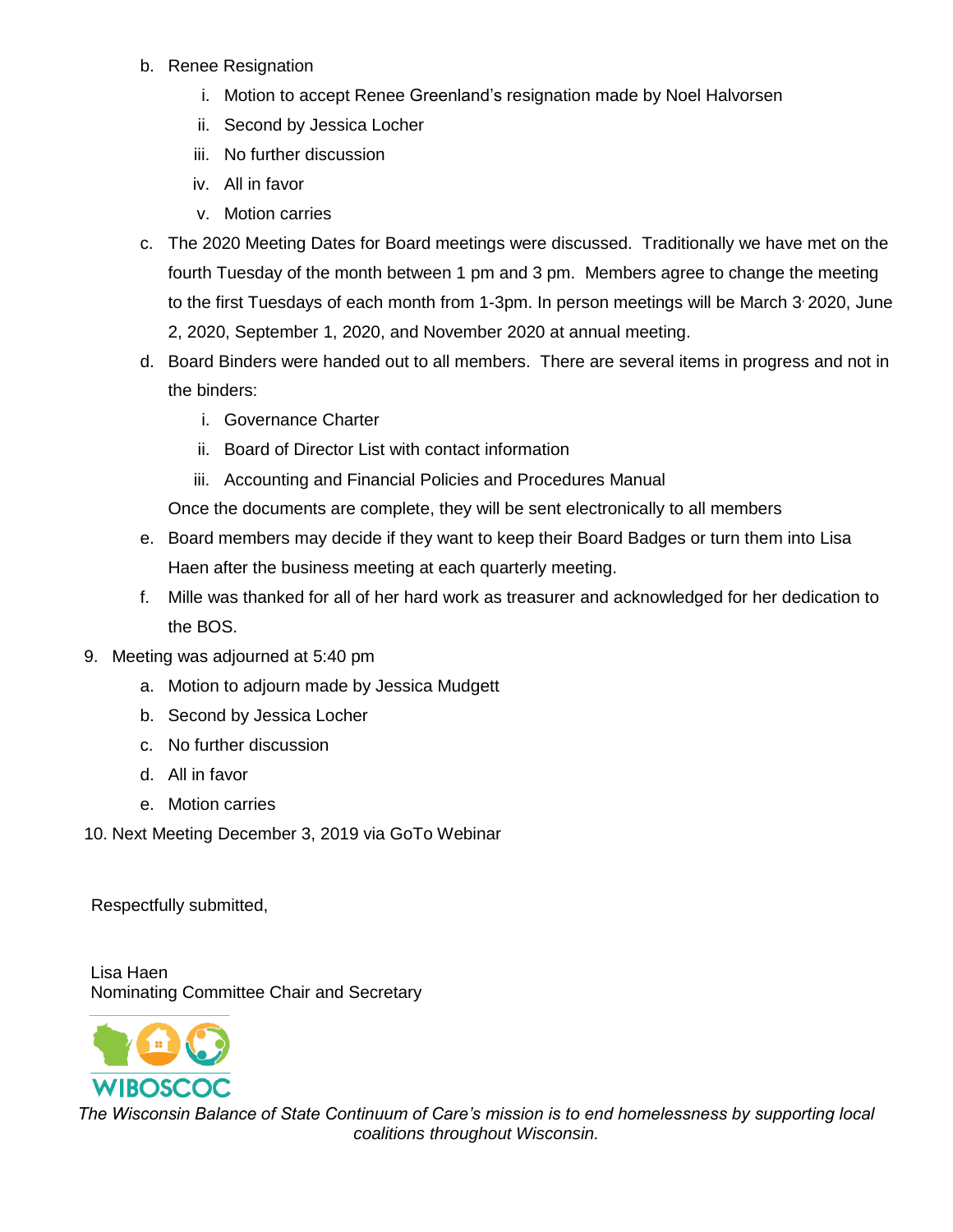b. Renee Resignation
    i. Motion to accept Renee Greenland's resignation made by Noel Halvorsen
    ii. Second by Jessica Locher
    iii. No further discussion
    iv. All in favor
    v. Motion carries

c. The 2020 Meeting Dates for Board meetings were discussed. Traditionally we have met on the fourth Tuesday of the month between 1 pm and 3 pm. Members agree to change the meeting to the first Tuesdays of each month from 1-3pm. In person meetings will be March 3, 2020, June 2, 2020, September 1, 2020, and November 2020 at annual meeting.

d. Board Binders were handed out to all members. There are several items in progress and not in the binders:
    i. Governance Charter
    ii. Board of Director List with contact information
    iii. Accounting and Financial Policies and Procedures Manual

    Once the documents are complete, they will be sent electronically to all members

e. Board members may decide if they want to keep their Board Badges or turn them into Lisa Haen after the business meeting at each quarterly meeting.

f. Mille was thanked for all of her hard work as treasurer and acknowledged for her dedication to the BOS.

9. Meeting was adjourned at 5:40 pm
    a. Motion to adjourn made by Jessica Mudgett
    b. Second by Jessica Locher
    c. No further discussion
    d. All in favor
    e. Motion carries

10. Next Meeting December 3, 2019 via GoTo Webinar

Respectfully submitted,

Lisa Haen
Nominating Committee Chair and Secretary

WIBOSCOC

*The Wisconsin Balance of State Continuum of Care's mission is to end homelessness by supporting local coalitions throughout Wisconsin.*